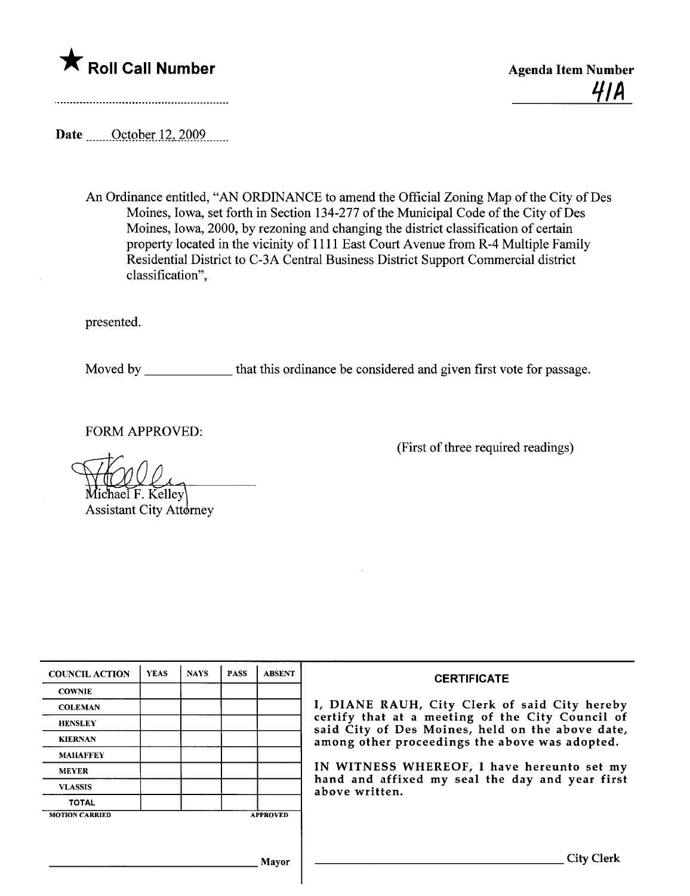★ **Roll Call Number**

**Agenda Item Number**

41A

Date October 12, 2009

An Ordinance entitled, "AN ORDINANCE to amend the Official Zoning Map of the City of Des Moines, Iowa, set forth in Section 134-277 of the Municipal Code of the City of Des Moines, Iowa, 2000, by rezoning and changing the district classification of certain property located in the vicinity of 1111 East Court Avenue from R-4 Multiple Family Residential District to C-3A Central Business District Support Commercial district classification",

presented.

Moved by ____________ that this ordinance be considered and given first vote for passage.

FORM APPROVED:

(First of three required readings)

Michael F. Kelley
Assistant City Attorney

| COUNCIL ACTION | YEAS | NAYS | PASS | ABSENT |
|---|---|---|---|---|
| COWNIE | | | | |
| COLEMAN | | | | |
| HENSLEY | | | | |
| KIERNAN | | | | |
| MAHAFFEY | | | | |
| MEYER | | | | |
| VLASSIS | | | | |
| TOTAL | | | | |
| MOTION CARRIED | | | | APPROVED |

______________________ Mayor

**CERTIFICATE**

I, DIANE RAUH, City Clerk of said City hereby certify that at a meeting of the City Council of said City of Des Moines, held on the above date, among other proceedings the above was adopted.

IN WITNESS WHEREOF, I have hereunto set my hand and affixed my seal the day and year first above written.

______________________ City Clerk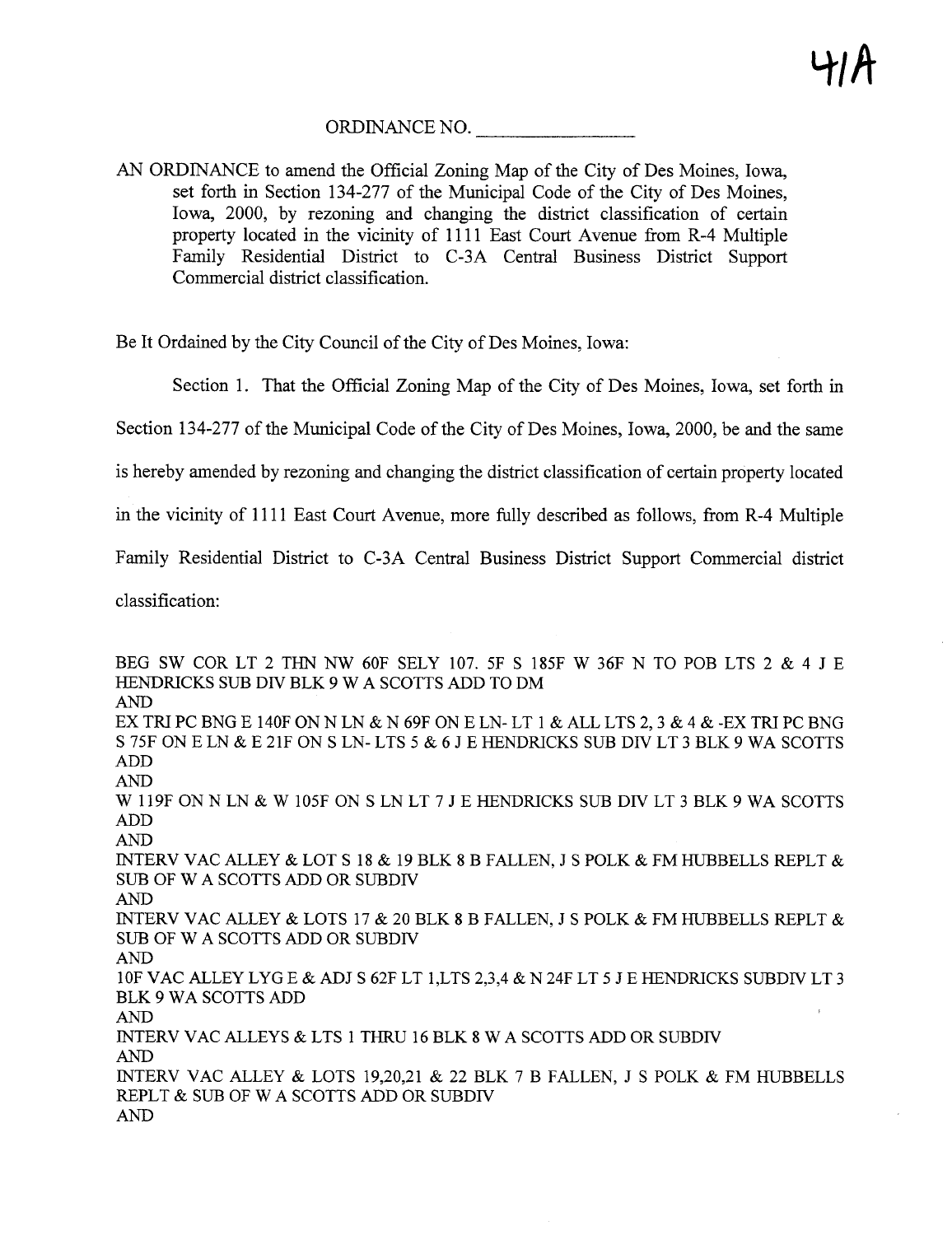41A

ORDINANCE NO. ________________

AN ORDINANCE to amend the Official Zoning Map of the City of Des Moines, Iowa, set forth in Section 134-277 of the Municipal Code of the City of Des Moines, Iowa, 2000, by rezoning and changing the district classification of certain property located in the vicinity of 1111 East Court Avenue from R-4 Multiple Family Residential District to C-3A Central Business District Support Commercial district classification.

Be It Ordained by the City Council of the City of Des Moines, Iowa:

Section 1. That the Official Zoning Map of the City of Des Moines, Iowa, set forth in Section 134-277 of the Municipal Code of the City of Des Moines, Iowa, 2000, be and the same is hereby amended by rezoning and changing the district classification of certain property located in the vicinity of 1111 East Court Avenue, more fully described as follows, from R-4 Multiple Family Residential District to C-3A Central Business District Support Commercial district classification:

BEG SW COR LT 2 THN NW 60F SELY 107. 5F S 185F W 36F N TO POB LTS 2 & 4 J E HENDRICKS SUB DIV BLK 9 W A SCOTTS ADD TO DM
AND
EX TRI PC BNG E 140F ON N LN & N 69F ON E LN- LT 1 & ALL LTS 2, 3 & 4 & -EX TRI PC BNG S 75F ON E LN & E 21F ON S LN- LTS 5 & 6 J E HENDRICKS SUB DIV LT 3 BLK 9 WA SCOTTS ADD
AND
W 119F ON N LN & W 105F ON S LN LT 7 J E HENDRICKS SUB DIV LT 3 BLK 9 WA SCOTTS ADD
AND
INTERV VAC ALLEY & LOT S 18 & 19 BLK 8 B FALLEN, J S POLK & FM HUBBELLS REPLT & SUB OF W A SCOTTS ADD OR SUBDIV
AND
INTERV VAC ALLEY & LOTS 17 & 20 BLK 8 B FALLEN, J S POLK & FM HUBBELLS REPLT & SUB OF W A SCOTTS ADD OR SUBDIV
AND
10F VAC ALLEY LYG E & ADJ S 62F LT 1,LTS 2,3,4 & N 24F LT 5 J E HENDRICKS SUBDIV LT 3 BLK 9 WA SCOTTS ADD
AND
INTERV VAC ALLEYS & LTS 1 THRU 16 BLK 8 W A SCOTTS ADD OR SUBDIV
AND
INTERV VAC ALLEY & LOTS 19,20,21 & 22 BLK 7 B FALLEN, J S POLK & FM HUBBELLS REPLT & SUB OF W A SCOTTS ADD OR SUBDIV
AND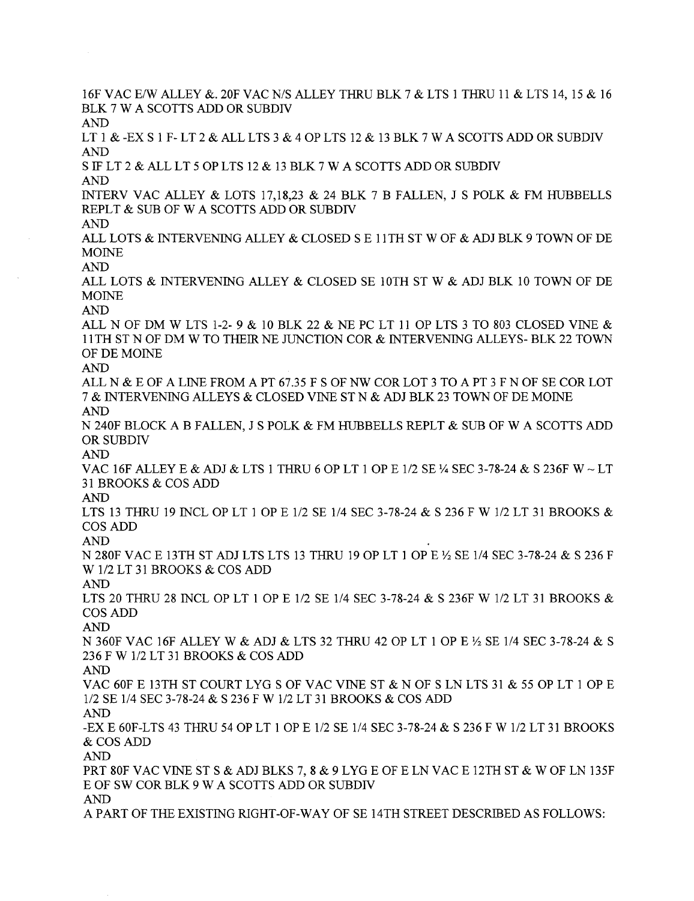16F VAC E/W ALLEY &. 20F VAC N/S ALLEY THRU BLK 7 & LTS 1 THRU 11 & LTS 14, 15 & 16 BLK 7 W A SCOTTS ADD OR SUBDIV

AND

LT 1 & -EX S 1 F- LT 2 & ALL LTS 3 & 4 OP LTS 12 & 13 BLK 7 W A SCOTTS ADD OR SUBDIV

AND

S IF LT 2 & ALL LT 5 OP LTS 12 & 13 BLK 7 W A SCOTTS ADD OR SUBDIV

AND

INTERV VAC ALLEY & LOTS 17,18,23 & 24 BLK 7 B FALLEN, J S POLK & FM HUBBELLS REPLT & SUB OF W A SCOTTS ADD OR SUBDIV

AND

ALL LOTS & INTERVENING ALLEY & CLOSED S E 11TH ST W OF & ADJ BLK 9 TOWN OF DE MOINE

AND

ALL LOTS & INTERVENING ALLEY & CLOSED SE 10TH ST W & ADJ BLK 10 TOWN OF DE MOINE

AND

ALL N OF DM W LTS 1-2- 9 & 10 BLK 22 & NE PC LT 11 OP LTS 3 TO 803 CLOSED VINE & 11TH ST N OF DM W TO THEIR NE JUNCTION COR & INTERVENING ALLEYS- BLK 22 TOWN OF DE MOINE

AND

ALL N & E OF A LINE FROM A PT 67.35 F S OF NW COR LOT 3 TO A PT 3 F N OF SE COR LOT 7 & INTERVENING ALLEYS & CLOSED VINE ST N & ADJ BLK 23 TOWN OF DE MOINE

AND

N 240F BLOCK A B FALLEN, J S POLK & FM HUBBELLS REPLT & SUB OF W A SCOTTS ADD OR SUBDIV

AND

VAC 16F ALLEY E & ADJ & LTS 1 THRU 6 OP LT 1 OP E 1/2 SE ¼ SEC 3-78-24 & S 236F W ~ LT 31 BROOKS & COS ADD

AND

LTS 13 THRU 19 INCL OP LT 1 OP E 1/2 SE 1/4 SEC 3-78-24 & S 236 F W 1/2 LT 31 BROOKS & COS ADD

AND

N 280F VAC E 13TH ST ADJ LTS LTS 13 THRU 19 OP LT 1 OP E ½ SE 1/4 SEC 3-78-24 & S 236 F W 1/2 LT 31 BROOKS & COS ADD

AND

LTS 20 THRU 28 INCL OP LT 1 OP E 1/2 SE 1/4 SEC 3-78-24 & S 236F W 1/2 LT 31 BROOKS & COS ADD

AND

N 360F VAC 16F ALLEY W & ADJ & LTS 32 THRU 42 OP LT 1 OP E ½ SE 1/4 SEC 3-78-24 & S 236 F W 1/2 LT 31 BROOKS & COS ADD

AND

VAC 60F E 13TH ST COURT LYG S OF VAC VINE ST & N OF S LN LTS 31 & 55 OP LT 1 OP E 1/2 SE 1/4 SEC 3-78-24 & S 236 F W 1/2 LT 31 BROOKS & COS ADD

AND

-EX E 60F-LTS 43 THRU 54 OP LT 1 OP E 1/2 SE 1/4 SEC 3-78-24 & S 236 F W 1/2 LT 31 BROOKS & COS ADD

AND

PRT 80F VAC VINE ST S & ADJ BLKS 7, 8 & 9 LYG E OF E LN VAC E 12TH ST & W OF LN 135F E OF SW COR BLK 9 W A SCOTTS ADD OR SUBDIV

AND

A PART OF THE EXISTING RIGHT-OF-WAY OF SE 14TH STREET DESCRIBED AS FOLLOWS: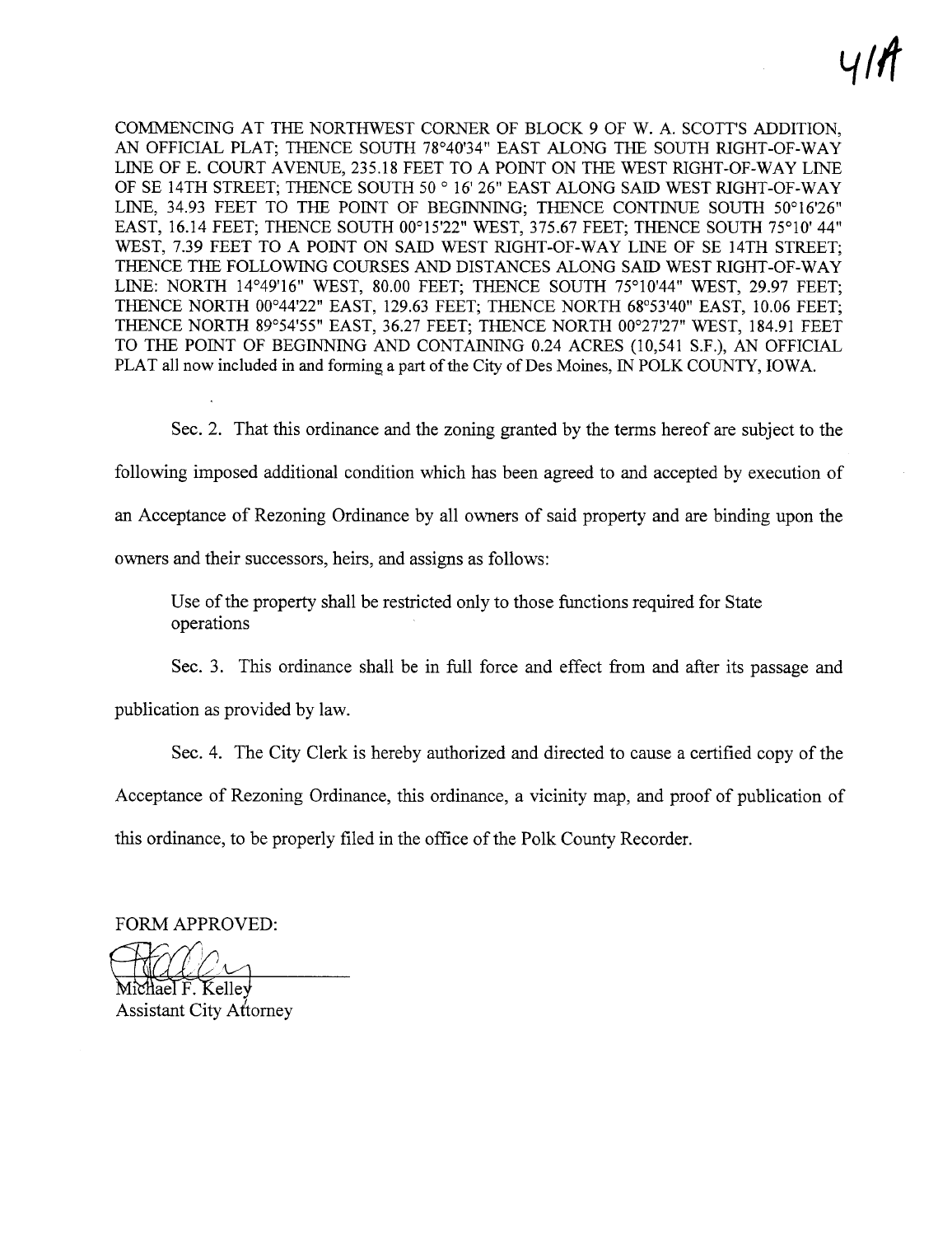41A

COMMENCING AT THE NORTHWEST CORNER OF BLOCK 9 OF W. A. SCOTT'S ADDITION, AN OFFICIAL PLAT; THENCE SOUTH 78°40'34" EAST ALONG THE SOUTH RIGHT-OF-WAY LINE OF E. COURT AVENUE, 235.18 FEET TO A POINT ON THE WEST RIGHT-OF-WAY LINE OF SE 14TH STREET; THENCE SOUTH 50 ° 16' 26" EAST ALONG SAID WEST RIGHT-OF-WAY LINE, 34.93 FEET TO THE POINT OF BEGINNING; THENCE CONTINUE SOUTH 50°16'26" EAST, 16.14 FEET; THENCE SOUTH 00°15'22" WEST, 375.67 FEET; THENCE SOUTH 75°10' 44" WEST, 7.39 FEET TO A POINT ON SAID WEST RIGHT-OF-WAY LINE OF SE 14TH STREET; THENCE THE FOLLOWING COURSES AND DISTANCES ALONG SAID WEST RIGHT-OF-WAY LINE: NORTH 14°49'16" WEST, 80.00 FEET; THENCE SOUTH 75°10'44" WEST, 29.97 FEET; THENCE NORTH 00°44'22" EAST, 129.63 FEET; THENCE NORTH 68°53'40" EAST, 10.06 FEET; THENCE NORTH 89°54'55" EAST, 36.27 FEET; THENCE NORTH 00°27'27" WEST, 184.91 FEET TO THE POINT OF BEGINNING AND CONTAINING 0.24 ACRES (10,541 S.F.), AN OFFICIAL PLAT all now included in and forming a part of the City of Des Moines, IN POLK COUNTY, IOWA.

Sec. 2. That this ordinance and the zoning granted by the terms hereof are subject to the following imposed additional condition which has been agreed to and accepted by execution of an Acceptance of Rezoning Ordinance by all owners of said property and are binding upon the owners and their successors, heirs, and assigns as follows:

> Use of the property shall be restricted only to those functions required for State operations

Sec. 3. This ordinance shall be in full force and effect from and after its passage and publication as provided by law.

Sec. 4. The City Clerk is hereby authorized and directed to cause a certified copy of the Acceptance of Rezoning Ordinance, this ordinance, a vicinity map, and proof of publication of this ordinance, to be properly filed in the office of the Polk County Recorder.

FORM APPROVED:

Michael F. Kelley
Assistant City Attorney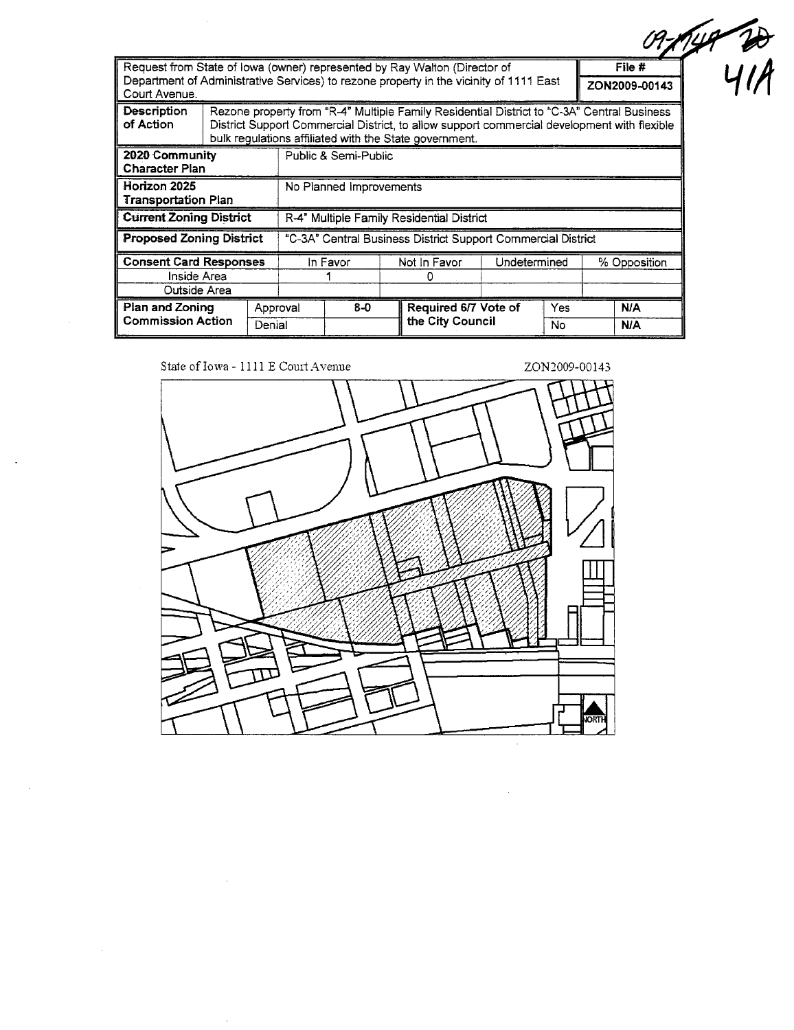09-1744 20
41A

| Request from State of Iowa (owner) represented by Ray Walton (Director of Department of Administrative Services) to rezone property in the vicinity of 1111 East Court Avenue. | | | | | | | File # ZON2009-00143 |
|---|---|---|---|---|---|---|---|
| **Description of Action** | Rezone property from "R-4" Multiple Family Residential District to "C-3A" Central Business District Support Commercial District, to allow support commercial development with flexible bulk regulations affiliated with the State government. | | | | | | |
| **2020 Community Character Plan** | Public & Semi-Public | | | | | | |
| **Horizon 2025 Transportation Plan** | No Planned Improvements | | | | | | |
| **Current Zoning District** | R-4" Multiple Family Residential District | | | | | | |
| **Proposed Zoning District** | "C-3A" Central Business District Support Commercial District | | | | | | |
| **Consent Card Responses** | | In Favor | Not In Favor | Undetermined | | % Opposition | |
| Inside Area | | 1 | 0 | | | | |
| Outside Area | | | | | | | |
| **Plan and Zoning Commission Action** | Approval | 8-0 | **Required 6/7 Vote of the City Council** | Yes | | **N/A** | |
| | Denial | | | No | | **N/A** | |

State of Iowa - 1111 E Court Avenue

ZON2009-00143

NORTH